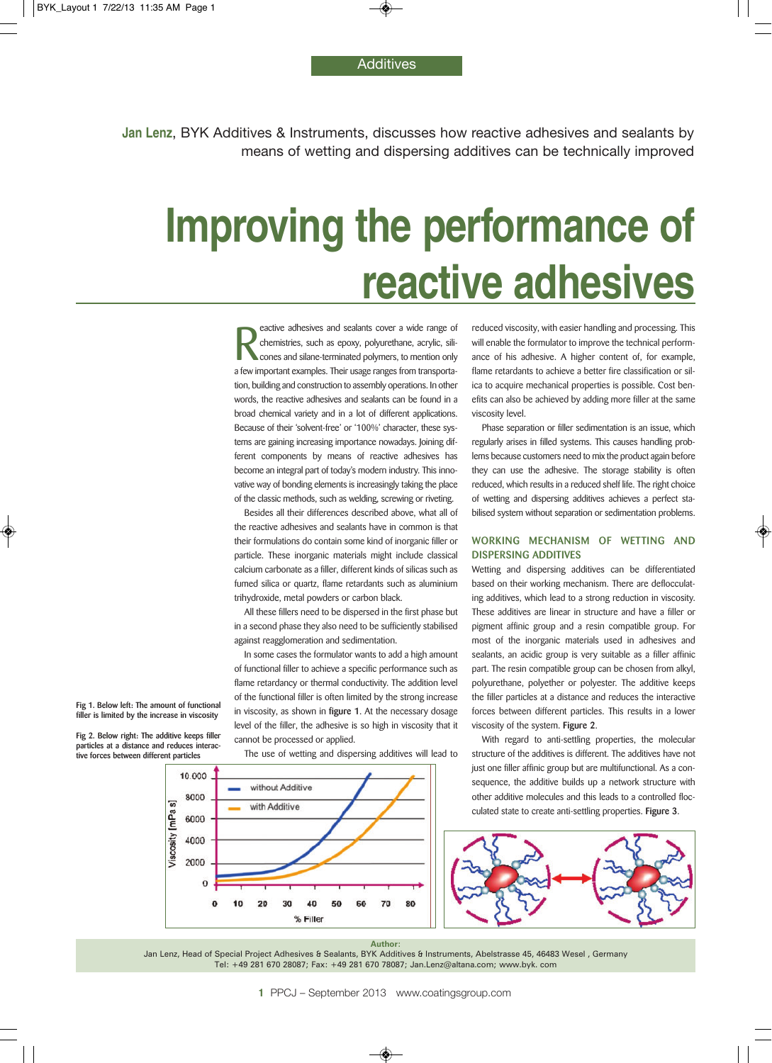Additives

**Jan Lenz**, BYK Additives & Instruments, discusses how reactive adhesives and sealants by means of wetting and dispersing additives can be technically improved

# Improving the performance of reactive adhesives

Reactive adhesives and sealants cover a wide range of chemistries, such as epoxy, polyurethane, acrylic, silicones and silane-terminated polymers, to mention only a few important examples. Their usage ranges from transportation, building and construction to assembly operations. In other words, the reactive adhesives and sealants can be found in a broad chemical variety and in a lot of different applications. Because of their 'solvent-free' or '100%' character, these systems are gaining increasing importance nowadays. Joining different components by means of reactive adhesives has become an integral part of today's modern industry. This innovative way of bonding elements is increasingly taking the place of the classic methods, such as welding, screwing or riveting.

Besides all their differences described above, what all of the reactive adhesives and sealants have in common is that their formulations do contain some kind of inorganic filler or particle. These inorganic materials might include classical calcium carbonate as a filler, different kinds of silicas such as fumed silica or quartz, flame retardants such as aluminium trihydroxide, metal powders or carbon black.

All these fillers need to be dispersed in the first phase but in a second phase they also need to be sufficiently stabilised against reagglomeration and sedimentation.

In some cases the formulator wants to add a high amount of functional filler to achieve a specific performance such as flame retardancy or thermal conductivity. The addition level of the functional filler is often limited by the strong increase in viscosity, as shown in **figure 1**. At the necessary dosage level of the filler, the adhesive is so high in viscosity that it cannot be processed or applied.

The use of wetting and dispersing additives will lead to reduced viscosity, with easier handling and processing. This will enable the formulator to improve the technical performance of his adhesive. A higher content of, for example, flame retardants to achieve a better fire classification or silica to acquire mechanical properties is possible. Cost benefits can also be achieved by adding more filler at the same viscosity level.

Phase separation or filler sedimentation is an issue, which regularly arises in filled systems. This causes handling problems because customers need to mix the product again before they can use the adhesive. The storage stability is often reduced, which results in a reduced shelf life. The right choice of wetting and dispersing additives achieves a perfect stabilised system without separation or sedimentation problems.

## WORKING MECHANISM OF WETTING AND DISPERSING ADDITIVES

Wetting and dispersing additives can be differentiated based on their working mechanism. There are deflocculating additives, which lead to a strong reduction in viscosity. These additives are linear in structure and have a filler or pigment affinic group and a resin compatible group. For most of the inorganic materials used in adhesives and sealants, an acidic group is very suitable as a filler affinic part. The resin compatible group can be chosen from alkyl, polyurethane, polyether or polyester. The additive keeps the filler particles at a distance and reduces the interactive forces between different particles. This results in a lower viscosity of the system. **Figure 2**.

With regard to anti-settling properties, the molecular structure of the additives is different. The additives have not just one filler affinic group but are multifunctional. As a consequence, the additive builds up a network structure with other additive molecules and this leads to a controlled flocculated state to create anti-settling properties. **Figure 3**.

**Fig 1.** Below left: The amount of functional filler is limited by the increase in viscosity

**Fig 2.** Below right: The additive keeps filler particles at a distance and reduces interactive forces between different particles

**Author:**
Jan Lenz, Head of Special Project Adhesives & Sealants, BYK Additives & Instruments, Abelstrasse 45, 46483 Wesel , Germany
Tel: +49 281 670 28087; Fax: +49 281 670 78087; Jan.Lenz@altana.com; www.byk. com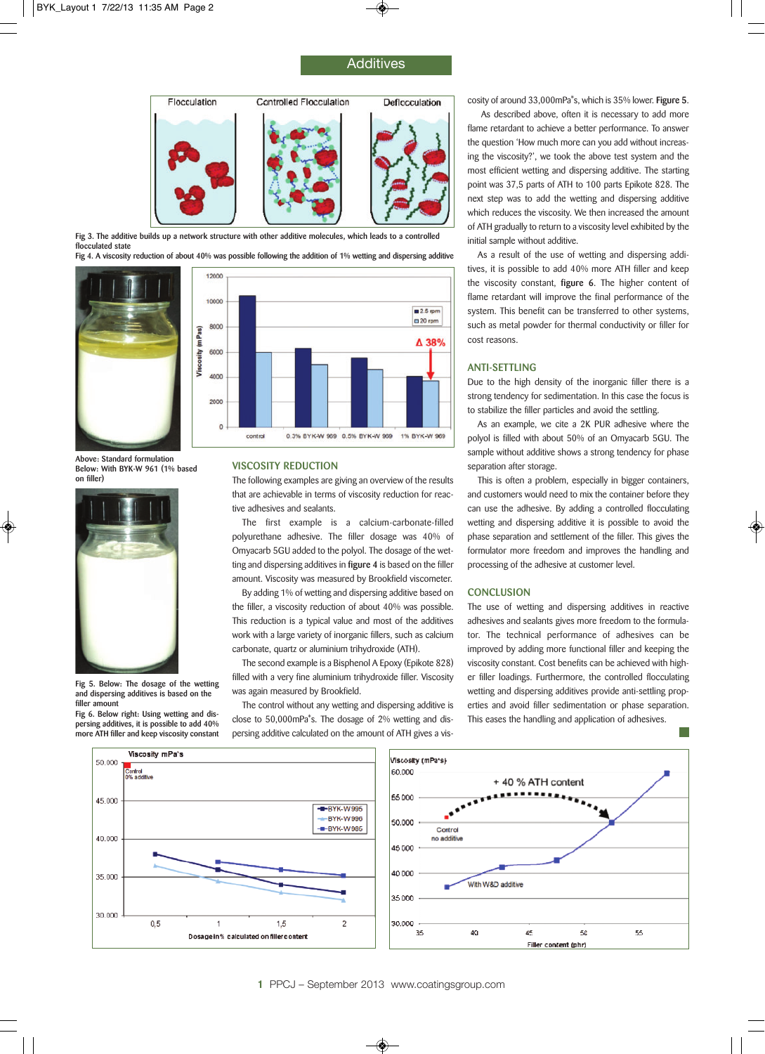## Additives

Flocculation

Controlled Flocculation

Deflocculation

Fig 3. The additive builds up a network structure with other additive molecules, which leads to a controlled flocculated state

Fig 4. A viscosity reduction of about 40% was possible following the addition of 1% wetting and dispersing additive

12000
10000
8000
6000
4000
2000
0

Viscosity (mPas)

2.5 rpm
20 rpm

Δ 38%

control
0.3% BYK-W 969
0.5% BYK-W 969
1% BYK-W 969

Above: Standard formulation
Below: With BYK-W 961 (1% based on filler)

Fig 5. Below: The dosage of the wetting and dispersing additives is based on the filler amount

Fig 6. Below right: Using wetting and dispersing additives, it is possible to add 40% more ATH filler and keep viscosity constant

### VISCOSITY REDUCTION

The following examples are giving an overview of the results that are achievable in terms of viscosity reduction for reactive adhesives and sealants.

The first example is a calcium-carbonate-filled polyurethane adhesive. The filler dosage was 40% of Omyacarb 5GU added to the polyol. The dosage of the wetting and dispersing additives in **figure 4** is based on the filler amount. Viscosity was measured by Brookfield viscometer.

By adding 1% of wetting and dispersing additive based on the filler, a viscosity reduction of about 40% was possible. This reduction is a typical value and most of the additives work with a large variety of inorganic fillers, such as calcium carbonate, quartz or aluminium trihydroxide (ATH).

The second example is a Bisphenol A Epoxy (Epikote 828) filled with a very fine aluminium trihydroxide filler. Viscosity was again measured by Brookfield.

The control without any wetting and dispersing additive is close to 50,000mPa\*s. The dosage of 2% wetting and dispersing additive calculated on the amount of ATH gives a viscosity of around 33,000mPa\*s, which is 35% lower. **Figure 5.**

As described above, often it is necessary to add more flame retardant to achieve a better performance. To answer the question 'How much more can you add without increasing the viscosity?', we took the above test system and the most efficient wetting and dispersing additive. The starting point was 37,5 parts of ATH to 100 parts Epikote 828. The next step was to add the wetting and dispersing additive which reduces the viscosity. We then increased the amount of ATH gradually to return to a viscosity level exhibited by the initial sample without additive.

As a result of the use of wetting and dispersing additives, it is possible to add 40% more ATH filler and keep the viscosity constant, **figure 6**. The higher content of the flame retardant will improve the final performance of the system. This benefit can be transferred to other systems, such as metal powder for thermal conductivity or filler for cost reasons.

### ANTI-SETTLING

Due to the high density of the inorganic filler there is a strong tendency for sedimentation. In this case the focus is to stabilize the filler particles and avoid the settling.

As an example, we cite a 2K PUR adhesive where the polyol is filled with about 50% of an Omyacarb 5GU. The sample without additive shows a strong tendency for phase separation after storage.

This is often a problem, especially in bigger containers, and customers would need to mix the container before they can use the adhesive. By adding a controlled flocculating wetting and dispersing additive it is possible to avoid the phase separation and settlement of the filler. This gives the formulator more freedom and improves the handling and processing of the adhesive at customer level.

### CONCLUSION

The use of wetting and dispersing additives in reactive adhesives and sealants gives more freedom to the formulator. The technical performance of adhesives can be improved by adding more functional filler and keeping the viscosity constant. Cost benefits can be achieved with higher filler loadings. Furthermore, the controlled flocculating wetting and dispersing additives provide anti-settling properties and avoid filler sedimentation or phase separation. This eases the handling and application of adhesives.

Viscosity mPa\*s
50.000
45.000
40.000
35.000
30.000
Control
0% additive
BYK-W 995
BYK-W 990
BYK-W 985
0,5
1
1,5
2
Dosage in % calculated on filler content

Viscosity (mPa\*s)
60.000
55 000
50.000
45 000
40 000
35 000
30.000
+ 40 % ATH content
Control
no additive
With W&D additive
35
40
45
50
55
Filler content (phr)